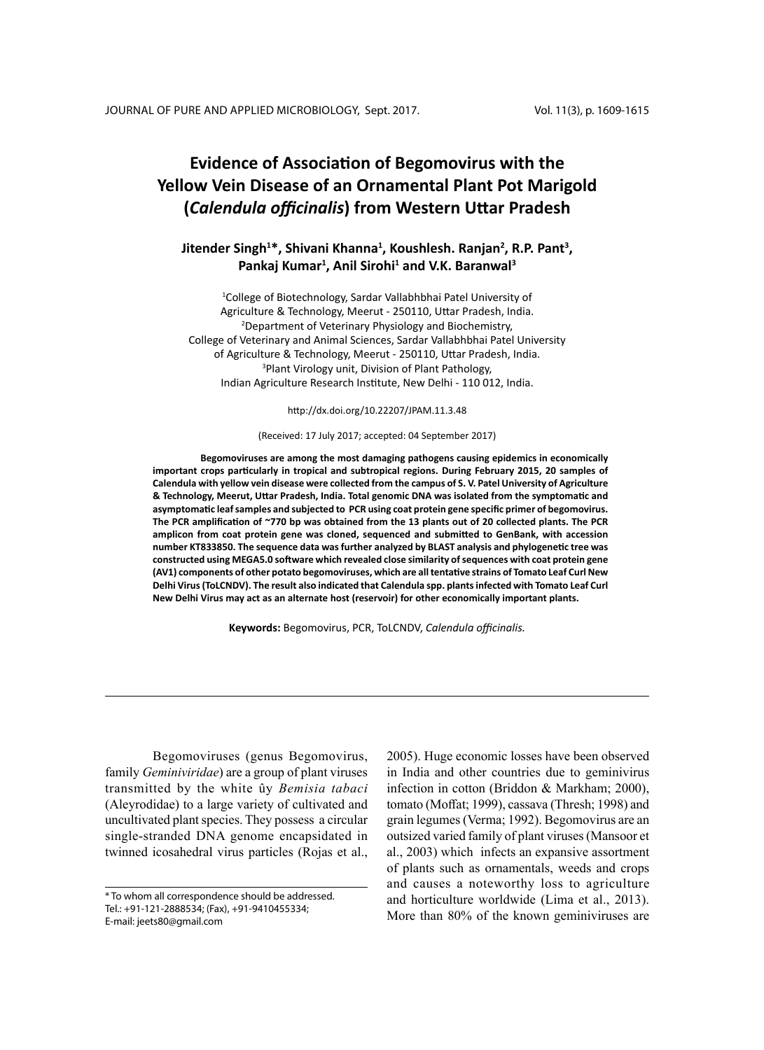# Evidence of Association of Begomovirus with the Yellow Vein Disease of an Ornamental Plant Pot Marigold (*Calendula officinalis*) from Western Uttar Pradesh

**Jitender Singh[1]*, Shivani Khanna[1], Koushlesh. Ranjan[2], R.P. Pant[3], Pankaj Kumar[1], Anil Sirohi[1] and V.K. Baranwal[3]**

[1]College of Biotechnology, Sardar Vallabhbhai Patel University of Agriculture & Technology, Meerut - 250110, Uttar Pradesh, India.
[2]Department of Veterinary Physiology and Biochemistry, College of Veterinary and Animal Sciences, Sardar Vallabhbhai Patel University of Agriculture & Technology, Meerut - 250110, Uttar Pradesh, India.
[3]Plant Virology unit, Division of Plant Pathology, Indian Agriculture Research Institute, New Delhi - 110 012, India.

http://dx.doi.org/10.22207/JPAM.11.3.48

(Received: 17 July 2017; accepted: 04 September 2017)

**Begomoviruses are among the most damaging pathogens causing epidemics in economically important crops particularly in tropical and subtropical regions. During February 2015, 20 samples of Calendula with yellow vein disease were collected from the campus of S. V. Patel University of Agriculture & Technology, Meerut, Uttar Pradesh, India. Total genomic DNA was isolated from the symptomatic and asymptomatic leaf samples and subjected to PCR using coat protein gene specific primer of begomovirus. The PCR amplification of ~770 bp was obtained from the 13 plants out of 20 collected plants. The PCR amplicon from coat protein gene was cloned, sequenced and submitted to GenBank, with accession number KT833850. The sequence data was further analyzed by BLAST analysis and phylogenetic tree was constructed using MEGA5.0 software which revealed close similarity of sequences with coat protein gene (AV1) components of other potato begomoviruses, which are all tentative strains of Tomato Leaf Curl New Delhi Virus (ToLCNDV). The result also indicated that Calendula spp. plants infected with Tomato Leaf Curl New Delhi Virus may act as an alternate host (reservoir) for other economically important plants.**

**Keywords:** Begomovirus, PCR, ToLCNDV, *Calendula officinalis.*

Begomoviruses (genus Begomovirus, family *Geminiviridae*) are a group of plant viruses transmitted by the white ûy *Bemisia tabaci* (Aleyrodidae) to a large variety of cultivated and uncultivated plant species. They possess a circular single-stranded DNA genome encapsidated in twinned icosahedral virus particles (Rojas et al., 2005). Huge economic losses have been observed in India and other countries due to geminivirus infection in cotton (Briddon & Markham; 2000), tomato (Moffat; 1999), cassava (Thresh; 1998) and grain legumes (Verma; 1992). Begomovirus are an outsized varied family of plant viruses (Mansoor et al., 2003) which infects an expansive assortment of plants such as ornamentals, weeds and crops and causes a noteworthy loss to agriculture and horticulture worldwide (Lima et al., 2013). More than 80% of the known geminiviruses are

\* To whom all correspondence should be addressed.
Tel.: +91-121-2888534; (Fax), +91-9410455334;
E-mail: jeets80@gmail.com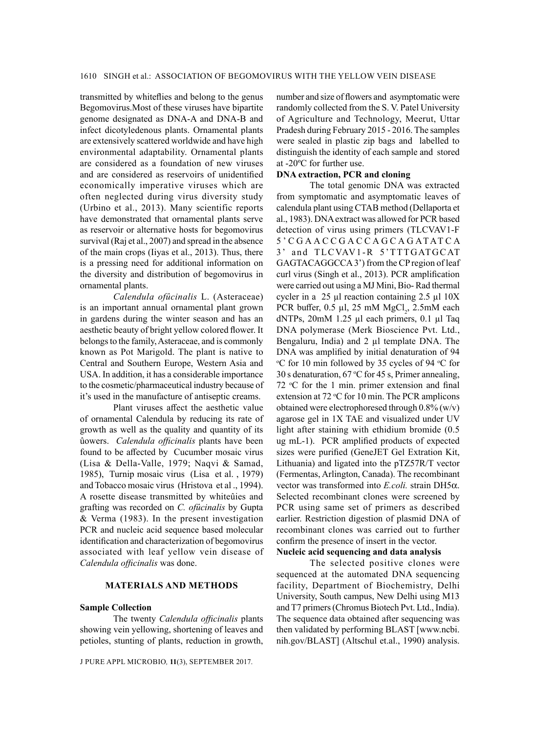transmitted by whiteflies and belong to the genus Begomovirus.Most of these viruses have bipartite genome designated as DNA-A and DNA-B and infect dicotyledenous plants. Ornamental plants are extensively scattered worldwide and have high environmental adaptability. Ornamental plants are considered as a foundation of new viruses and are considered as reservoirs of unidentified economically imperative viruses which are often neglected during virus diversity study (Urbino et al., 2013). Many scientific reports have demonstrated that ornamental plants serve as reservoir or alternative hosts for begomovirus survival (Raj et al., 2007) and spread in the absence of the main crops (Iiyas et al., 2013). Thus, there is a pressing need for additional information on the diversity and distribution of begomovirus in ornamental plants.

*Calendula ofûcinalis* L. (Asteraceae) is an important annual ornamental plant grown in gardens during the winter season and has an aesthetic beauty of bright yellow colored flower. It belongs to the family, Asteraceae, and is commonly known as Pot Marigold. The plant is native to Central and Southern Europe, Western Asia and USA. In addition, it has a considerable importance to the cosmetic/pharmaceutical industry because of it's used in the manufacture of antiseptic creams.

Plant viruses affect the aesthetic value of ornamental Calendula by reducing its rate of growth as well as the quality and quantity of its ûowers. *Calendula officinalis* plants have been found to be affected by Cucumber mosaic virus (Lisa & Della-Valle, 1979; Naqvi & Samad, 1985), Turnip mosaic virus (Lisa et al. , 1979) and Tobacco mosaic virus (Hristova et al ., 1994). A rosette disease transmitted by whiteûies and grafting was recorded on *C. ofûcinalis* by Gupta & Verma (1983). In the present investigation PCR and nucleic acid sequence based molecular identification and characterization of begomovirus associated with leaf yellow vein disease of *Calendula officinalis* was done.

## MATERIALS AND METHODS

### Sample Collection

The twenty *Calendula officinalis* plants showing vein yellowing, shortening of leaves and petioles, stunting of plants, reduction in growth, number and size of flowers and asymptomatic were randomly collected from the S. V. Patel University of Agriculture and Technology, Meerut, Uttar Pradesh during February 2015 - 2016. The samples were sealed in plastic zip bags and labelled to distinguish the identity of each sample and stored at -20ºC for further use.

### DNA extraction, PCR and cloning

The total genomic DNA was extracted from symptomatic and asymptomatic leaves of calendula plant using CTAB method (Dellaporta et al., 1983). DNA extract was allowed for PCR based detection of virus using primers (TLCVAV1-F 5'CGAACCGACCAGCAGATATCA 3' and TLCVAV1-R 5'TTTGATGCAT GAGTACAGGCCA 3') from the CP region of leaf curl virus (Singh et al., 2013). PCR amplification were carried out using a MJ Mini, Bio- Rad thermal cycler in a 25 µl reaction containing 2.5 µl 10X PCR buffer, 0.5 µl, 25 mM $MgCl_2$, 2.5mM each dNTPs, 20mM 1.25 µl each primers, 0.1 µl Taq DNA polymerase (Merk Bioscience Pvt. Ltd., Bengaluru, India) and 2 µl template DNA. The DNA was amplified by initial denaturation of 94 ºC for 10 min followed by 35 cycles of 94 ºC for 30 s denaturation, 67 ºC for 45 s, Primer annealing, 72 ºC for the 1 min. primer extension and final extension at 72 ºC for 10 min. The PCR amplicons obtained were electrophoresed through 0.8% (w/v) agarose gel in 1X TAE and visualized under UV light after staining with ethidium bromide (0.5 ug mL-1). PCR amplified products of expected sizes were purified (GeneJET Gel Extration Kit, Lithuania) and ligated into the pTZ57R/T vector (Fermentas, Arlington, Canada). The recombinant vector was transformed into *E.coli.* strain DH5α. Selected recombinant clones were screened by PCR using same set of primers as described earlier. Restriction digestion of plasmid DNA of recombinant clones was carried out to further confirm the presence of insert in the vector.

### Nucleic acid sequencing and data analysis

The selected positive clones were sequenced at the automated DNA sequencing facility, Department of Biochemistry, Delhi University, South campus, New Delhi using M13 and T7 primers (Chromus Biotech Pvt. Ltd., India). The sequence data obtained after sequencing was then validated by performing BLAST [www.ncbi.nih.gov/BLAST] (Altschul et.al., 1990) analysis.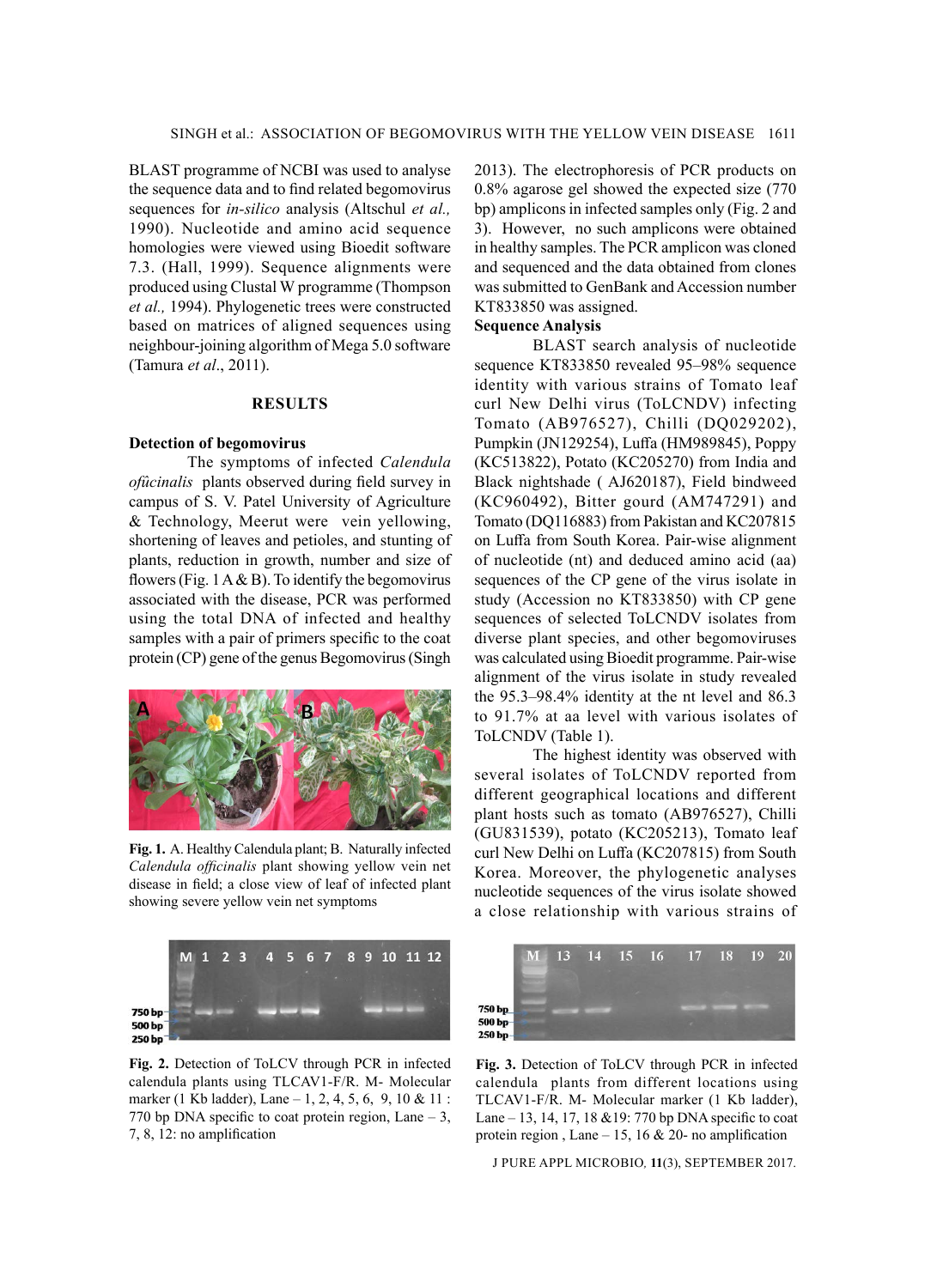BLAST programme of NCBI was used to analyse the sequence data and to find related begomovirus sequences for *in-silico* analysis (Altschul *et al.,* 1990). Nucleotide and amino acid sequence homologies were viewed using Bioedit software 7.3. (Hall, 1999). Sequence alignments were produced using Clustal W programme (Thompson *et al.,* 1994). Phylogenetic trees were constructed based on matrices of aligned sequences using neighbour-joining algorithm of Mega 5.0 software (Tamura *et al*., 2011).

## RESULTS

### Detection of begomovirus

The symptoms of infected *Calendula ofûcinalis* plants observed during field survey in campus of S. V. Patel University of Agriculture & Technology, Meerut were vein yellowing, shortening of leaves and petioles, and stunting of plants, reduction in growth, number and size of flowers (Fig. 1 A & B). To identify the begomovirus associated with the disease, PCR was performed using the total DNA of infected and healthy samples with a pair of primers specific to the coat protein (CP) gene of the genus Begomovirus (Singh 2013). The electrophoresis of PCR products on 0.8% agarose gel showed the expected size (770 bp) amplicons in infected samples only (Fig. 2 and 3). However, no such amplicons were obtained in healthy samples. The PCR amplicon was cloned and sequenced and the data obtained from clones was submitted to GenBank and Accession number KT833850 was assigned.

**Fig. 1.** A. Healthy Calendula plant; B. Naturally infected *Calendula officinalis* plant showing yellow vein net disease in field; a close view of leaf of infected plant showing severe yellow vein net symptoms

**Fig. 2.** Detection of ToLCV through PCR in infected calendula plants using TLCAV1-F/R. M- Molecular marker (1 Kb ladder), Lane – 1, 2, 4, 5, 6, 9, 10 & 11 : 770 bp DNA specific to coat protein region, Lane – 3, 7, 8, 12: no amplification

### Sequence Analysis

BLAST search analysis of nucleotide sequence KT833850 revealed 95–98% sequence identity with various strains of Tomato leaf curl New Delhi virus (ToLCNDV) infecting Tomato (AB976527), Chilli (DQ029202), Pumpkin (JN129254), Luffa (HM989845), Poppy (KC513822), Potato (KC205270) from India and Black nightshade ( AJ620187), Field bindweed (KC960492), Bitter gourd (AM747291) and Tomato (DQ116883) from Pakistan and KC207815 on Luffa from South Korea. Pair-wise alignment of nucleotide (nt) and deduced amino acid (aa) sequences of the CP gene of the virus isolate in study (Accession no KT833850) with CP gene sequences of selected ToLCNDV isolates from diverse plant species, and other begomoviruses was calculated using Bioedit programme. Pair-wise alignment of the virus isolate in study revealed the 95.3–98.4% identity at the nt level and 86.3 to 91.7% at aa level with various isolates of ToLCNDV (Table 1).

The highest identity was observed with several isolates of ToLCNDV reported from different geographical locations and different plant hosts such as tomato (AB976527), Chilli (GU831539), potato (KC205213), Tomato leaf curl New Delhi on Luffa (KC207815) from South Korea. Moreover, the phylogenetic analyses nucleotide sequences of the virus isolate showed a close relationship with various strains of

**Fig. 3.** Detection of ToLCV through PCR in infected calendula plants from different locations using TLCAV1-F/R. M- Molecular marker (1 Kb ladder), Lane – 13, 14, 17, 18 &19: 770 bp DNA specific to coat protein region , Lane – 15, 16 & 20- no amplification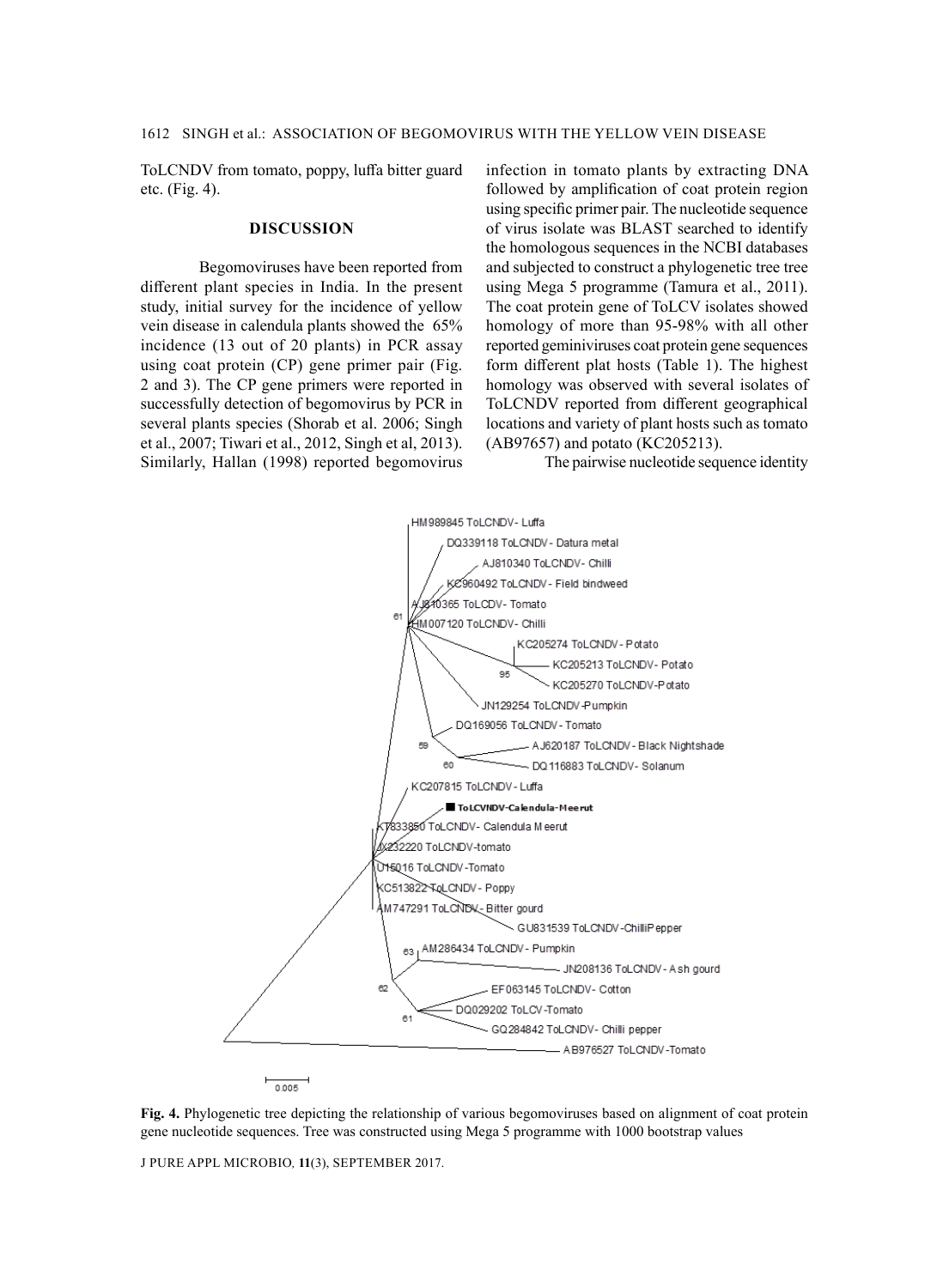ToLCNDV from tomato, poppy, luffa bitter guard etc. (Fig. 4).

## DISCUSSION

Begomoviruses have been reported from different plant species in India. In the present study, initial survey for the incidence of yellow vein disease in calendula plants showed the 65% incidence (13 out of 20 plants) in PCR assay using coat protein (CP) gene primer pair (Fig. 2 and 3). The CP gene primers were reported in successfully detection of begomovirus by PCR in several plants species (Shorab et al. 2006; Singh et al., 2007; Tiwari et al., 2012, Singh et al, 2013). Similarly, Hallan (1998) reported begomovirus infection in tomato plants by extracting DNA followed by amplification of coat protein region using specific primer pair. The nucleotide sequence of virus isolate was BLAST searched to identify the homologous sequences in the NCBI databases and subjected to construct a phylogenetic tree tree using Mega 5 programme (Tamura et al., 2011). The coat protein gene of ToLCV isolates showed homology of more than 95-98% with all other reported geminiviruses coat protein gene sequences form different plat hosts (Table 1). The highest homology was observed with several isolates of ToLCNDV reported from different geographical locations and variety of plant hosts such as tomato (AB97657) and potato (KC205213).

The pairwise nucleotide sequence identity

**Fig. 4.** Phylogenetic tree depicting the relationship of various begomoviruses based on alignment of coat protein gene nucleotide sequences. Tree was constructed using Mega 5 programme with 1000 bootstrap values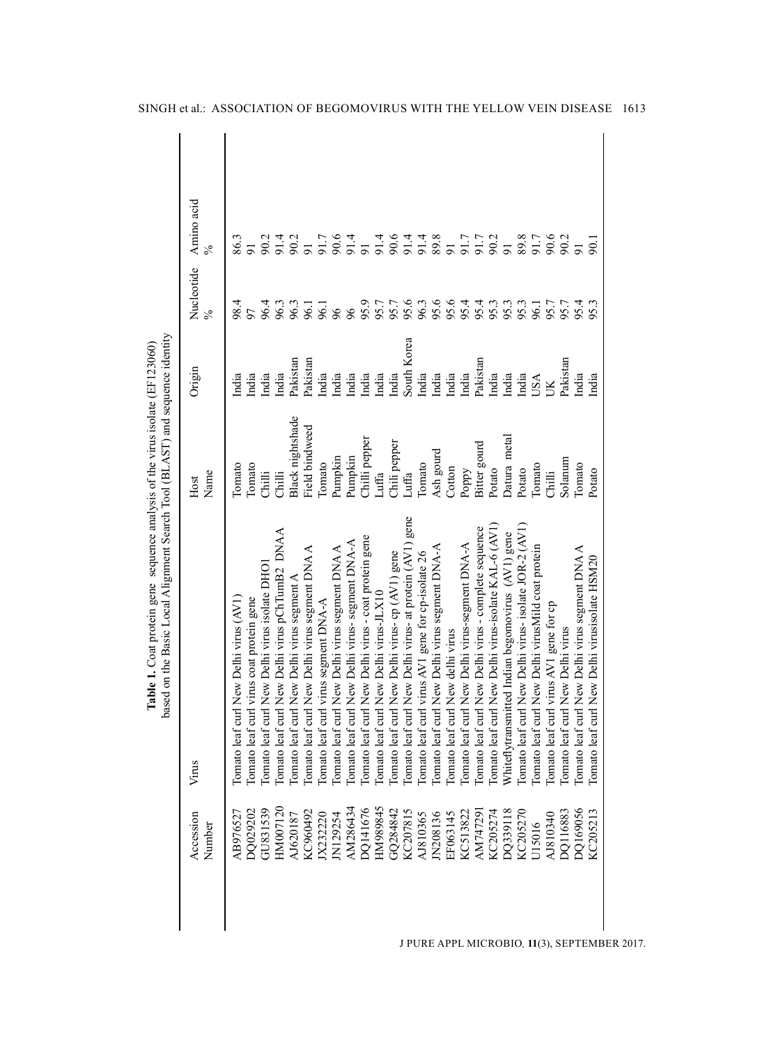**Table 1.** Coat protein gene sequence analysis of the virus isolate (EF123060) based on the Basic Local Alignment Search Tool (BLAST) and sequence identity

| Accession Number | Virus | Host Name | Origin | Nucleotide % | Amino acid % |
|---|---|---|---|---|---|
| AB976527 | Tomato leaf curl New Delhi virus (AV1) | Tomato | India | 98.4 | 86.3 |
| DQ029202 | Tomato leaf curl virus coat protein gene | Tomato | India | 97 | 91 |
| GU831539 | Tomato leaf curl New Delhi virus isolate DHO1 | Chilli | India | 96.4 | 90.2 |
| HM007120 | Tomato leaf curl New Delhi virus pChTumB2 DNAA | Chilli | India | 96.3 | 91.4 |
| AJ620187 | Tomato leaf curl New Delhi virus segment A | Black nightshade | Pakistan | 96.3 | 90.2 |
| KC960492 | Tomato leaf curl New Delhi virus segment DNA A | Field bindweed | Pakistan | 96.1 | 91 |
| JX232220 | Tomato leaf curl virus segment DNA-A | Tomato | India | 96.1 | 91.7 |
| JN129254 | Tomato leaf curl New Delhi virus segment DNA A | Pumpkin | India | 96 | 90.6 |
| AM286434 | Tomato leaf curl New Delhi virus- segment DNA-A | Pumpkin | India | 96 | 91.4 |
| DQ141676 | Tomato leaf curl New Delhi virus - coat protein gene | Chilli pepper | India | 95.9 | 91 |
| HM989845 | Tomato leaf curl New Delhi virus-JLX10 | Luffa | India | 95.7 | 91.4 |
| GQ284842 | Tomato leaf curl New Delhi virus- cp (AV1) gene | Chili pepper | India | 95.7 | 90.6 |
| KC207815 | Tomato leaf curl New Delhi virus- at protein (AV1) gene | Luffa | South Korea | 95.6 | 91.4 |
| AJ810365 | Tomato leaf curl virus AV1 gene for cp-isolate 26 | Tomato | India | 96.3 | 91.4 |
| JN208136 | Tomato leaf curl New Delhi virus segment DNA-A | Ash gourd | India | 95.6 | 89.8 |
| EF063145 | Tomato leaf curl New delhi virus | Cotton | India | 95.6 | 91 |
| KC513822 | Tomato leaf curl New Delhi virus-segment DNA-A | Poppy | India | 95.4 | 91.7 |
| AM747291 | Tomato leaf curl New Delhi virus - complete sequence | Bitter gourd | Pakistan | 95.4 | 91.7 |
| KC205274 | Tomato leaf curl New Delhi virus-isolate KAL-6 (AV1) | Potato | India | 95.3 | 90.2 |
| DQ339118 | Whiteflytransmitted Indian begomovirus (AV1) gene | Datura metal | India | 95.3 | 91 |
| KC205270 | Tomato leaf curl New Delhi virus- isolate JOR-2 (AV1) | Potato | India | 95.3 | 89.8 |
| U15016 | Tomato leaf curl New Delhi virusMild coat protein | Tomato | USA | 96.1 | 91.7 |
| AJ810340 | Tomato leaf curl virus AV1 gene for cp | Chilli | UK | 95.7 | 90.6 |
| DQ116883 | Tomato leaf curl New Delhi virus | Solanum | Pakistan | 95.7 | 90.2 |
| DQ169056 | Tomato leaf curl New Delhi virus segment DNA A | Tomato | India | 95.4 | 91 |
| KC205213 | Tomato leaf curl New Delhi virusisolate HSM20 | Potato | India | 95.3 | 90.1 |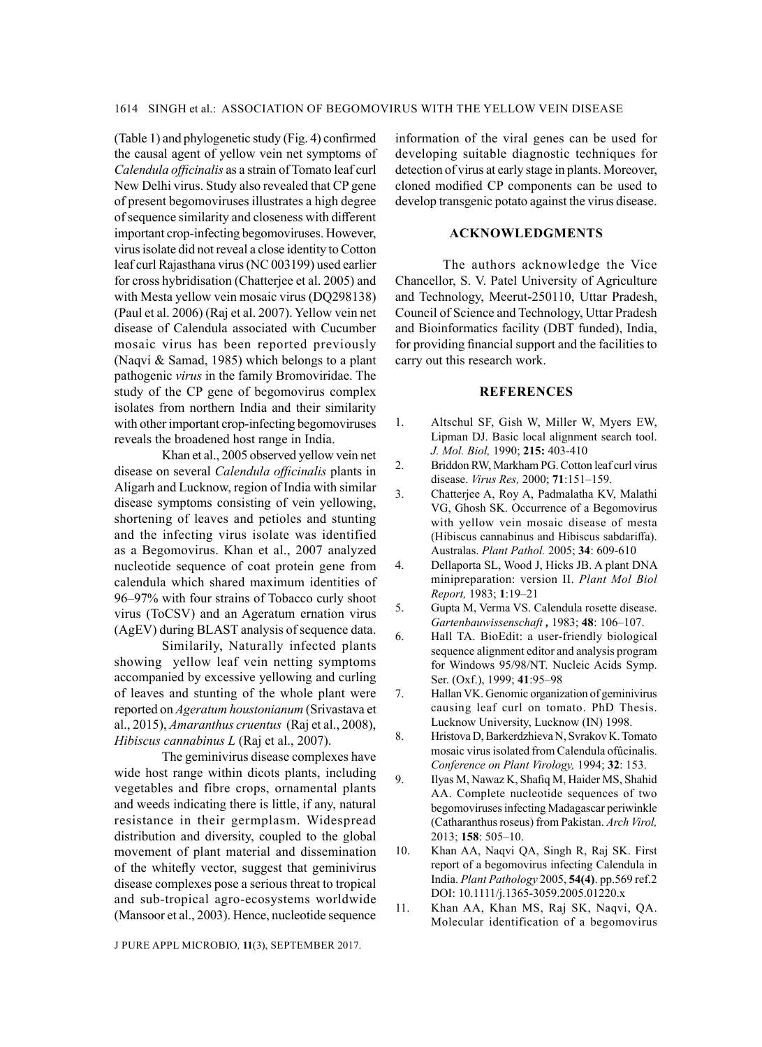(Table 1) and phylogenetic study (Fig. 4) confirmed the causal agent of yellow vein net symptoms of *Calendula officinalis* as a strain of Tomato leaf curl New Delhi virus. Study also revealed that CP gene of present begomoviruses illustrates a high degree of sequence similarity and closeness with different important crop-infecting begomoviruses. However, virus isolate did not reveal a close identity to Cotton leaf curl Rajasthana virus (NC 003199) used earlier for cross hybridisation (Chatterjee et al. 2005) and with Mesta yellow vein mosaic virus (DQ298138) (Paul et al. 2006) (Raj et al. 2007). Yellow vein net disease of Calendula associated with Cucumber mosaic virus has been reported previously (Naqvi & Samad, 1985) which belongs to a plant pathogenic *virus* in the family Bromoviridae. The study of the CP gene of begomovirus complex isolates from northern India and their similarity with other important crop-infecting begomoviruses reveals the broadened host range in India.

Khan et al., 2005 observed yellow vein net disease on several *Calendula officinalis* plants in Aligarh and Lucknow, region of India with similar disease symptoms consisting of vein yellowing, shortening of leaves and petioles and stunting and the infecting virus isolate was identified as a Begomovirus. Khan et al., 2007 analyzed nucleotide sequence of coat protein gene from calendula which shared maximum identities of 96–97% with four strains of Tobacco curly shoot virus (ToCSV) and an Ageratum ernation virus (AgEV) during BLAST analysis of sequence data.

Similarily, Naturally infected plants showing yellow leaf vein netting symptoms accompanied by excessive yellowing and curling of leaves and stunting of the whole plant were reported on *Ageratum houstonianum* (Srivastava et al., 2015), *Amaranthus cruentus* (Raj et al., 2008), *Hibiscus cannabinus L* (Raj et al., 2007).

The geminivirus disease complexes have wide host range within dicots plants, including vegetables and fibre crops, ornamental plants and weeds indicating there is little, if any, natural resistance in their germplasm. Widespread distribution and diversity, coupled to the global movement of plant material and dissemination of the whitefly vector, suggest that geminivirus disease complexes pose a serious threat to tropical and sub-tropical agro-ecosystems worldwide (Mansoor et al., 2003). Hence, nucleotide sequence information of the viral genes can be used for developing suitable diagnostic techniques for detection of virus at early stage in plants. Moreover, cloned modified CP components can be used to develop transgenic potato against the virus disease.

## ACKNOWLEDGMENTS

The authors acknowledge the Vice Chancellor, S. V. Patel University of Agriculture and Technology, Meerut-250110, Uttar Pradesh, Council of Science and Technology, Uttar Pradesh and Bioinformatics facility (DBT funded), India, for providing financial support and the facilities to carry out this research work.

## REFERENCES

1. Altschul SF, Gish W, Miller W, Myers EW, Lipman DJ. Basic local alignment search tool. *J. Mol. Biol,* 1990; **215:** 403-410
2. Briddon RW, Markham PG. Cotton leaf curl virus disease. *Virus Res,* 2000; **71**:151–159.
3. Chatterjee A, Roy A, Padmalatha KV, Malathi VG, Ghosh SK. Occurrence of a Begomovirus with yellow vein mosaic disease of mesta (Hibiscus cannabinus and Hibiscus sabdariffa). Australas. *Plant Pathol.* 2005; **34**: 609-610
4. Dellaporta SL, Wood J, Hicks JB. A plant DNA minipreparation: version II. *Plant Mol Biol Report,* 1983; **1**:19–21
5. Gupta M, Verma VS. Calendula rosette disease. *Gartenbauwissenschaft* **,** 1983; **48**: 106–107.
6. Hall TA. BioEdit: a user-friendly biological sequence alignment editor and analysis program for Windows 95/98/NT. Nucleic Acids Symp. Ser. (Oxf.), 1999; **41**:95–98
7. Hallan VK. Genomic organization of geminivirus causing leaf curl on tomato. PhD Thesis. Lucknow University, Lucknow (IN) 1998.
8. Hristova D, Barkerdzhieva N, Svrakov K. Tomato mosaic virus isolated from Calendula ofûcinalis. *Conference on Plant Virology,* 1994; **32**: 153.
9. Ilyas M, Nawaz K, Shafiq M, Haider MS, Shahid AA. Complete nucleotide sequences of two begomoviruses infecting Madagascar periwinkle (Catharanthus roseus) from Pakistan. *Arch Virol,* 2013; **158**: 505–10.
10. Khan AA, Naqvi QA, Singh R, Raj SK. First report of a begomovirus infecting Calendula in India. *Plant Pathology* 2005, **54(4)**. pp.569 ref.2 DOI: 10.1111/j.1365-3059.2005.01220.x
11. Khan AA, Khan MS, Raj SK, Naqvi, QA. Molecular identification of a begomovirus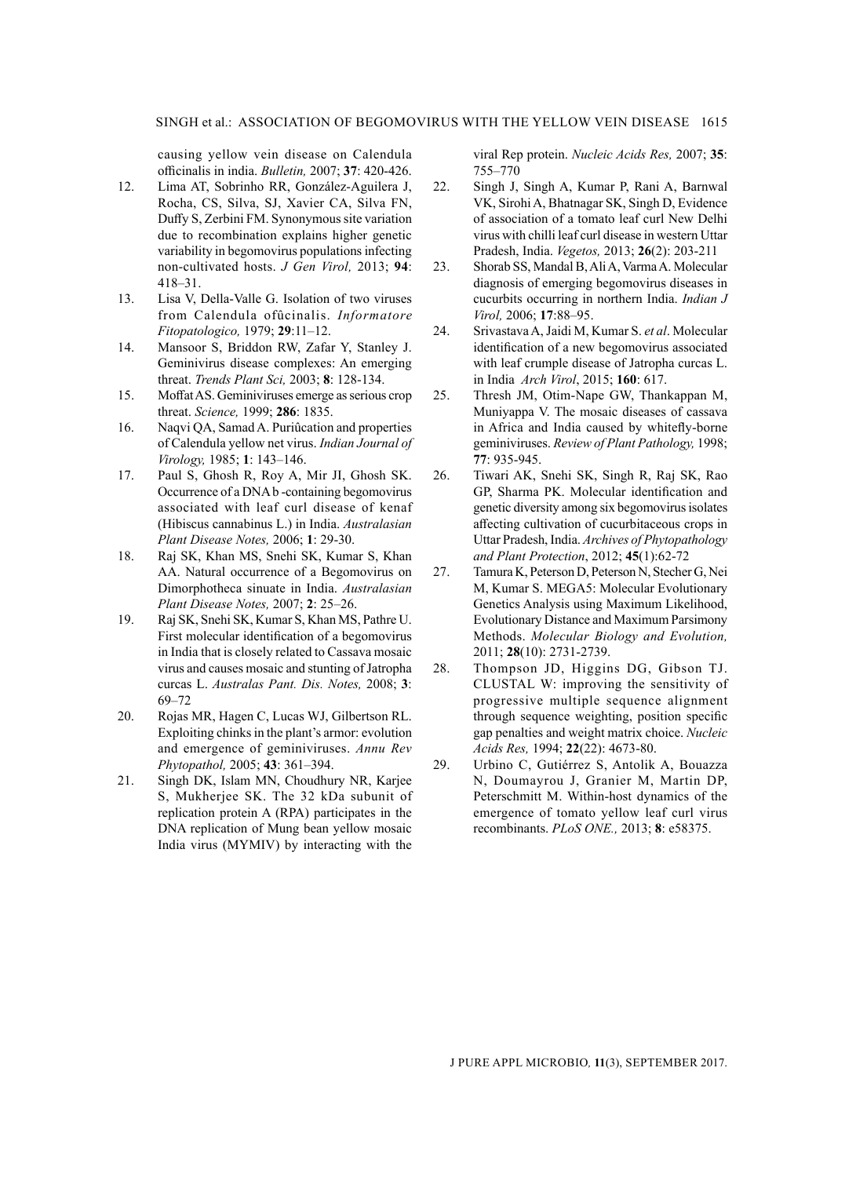causing yellow vein disease on Calendula officinalis in india. *Bulletin,* 2007; **37**: 420-426.

12. Lima AT, Sobrinho RR, González-Aguilera J, Rocha, CS, Silva, SJ, Xavier CA, Silva FN, Duffy S, Zerbini FM. Synonymous site variation due to recombination explains higher genetic variability in begomovirus populations infecting non-cultivated hosts. *J Gen Virol,* 2013; **94**: 418–31.
13. Lisa V, Della-Valle G. Isolation of two viruses from Calendula ofûcinalis. *Informatore Fitopatologico,* 1979; **29**:11–12.
14. Mansoor S, Briddon RW, Zafar Y, Stanley J. Geminivirus disease complexes: An emerging threat. *Trends Plant Sci,* 2003; **8**: 128-134.
15. Moffat AS. Geminiviruses emerge as serious crop threat. *Science,* 1999; **286**: 1835.
16. Naqvi QA, Samad A. Puriûcation and properties of Calendula yellow net virus. *Indian Journal of Virology,* 1985; **1**: 143–146.
17. Paul S, Ghosh R, Roy A, Mir JI, Ghosh SK. Occurrence of a DNA b -containing begomovirus associated with leaf curl disease of kenaf (Hibiscus cannabinus L.) in India. *Australasian Plant Disease Notes,* 2006; **1**: 29-30.
18. Raj SK, Khan MS, Snehi SK, Kumar S, Khan AA. Natural occurrence of a Begomovirus on Dimorphotheca sinuate in India. *Australasian Plant Disease Notes,* 2007; **2**: 25–26.
19. Raj SK, Snehi SK, Kumar S, Khan MS, Pathre U. First molecular identification of a begomovirus in India that is closely related to Cassava mosaic virus and causes mosaic and stunting of Jatropha curcas L. *Australas Pant. Dis. Notes,* 2008; **3**: 69–72
20. Rojas MR, Hagen C, Lucas WJ, Gilbertson RL. Exploiting chinks in the plant's armor: evolution and emergence of geminiviruses. *Annu Rev Phytopathol,* 2005; **43**: 361–394.
21. Singh DK, Islam MN, Choudhury NR, Karjee S, Mukherjee SK. The 32 kDa subunit of replication protein A (RPA) participates in the DNA replication of Mung bean yellow mosaic India virus (MYMIV) by interacting with the viral Rep protein. *Nucleic Acids Res,* 2007; **35**: 755–770
22. Singh J, Singh A, Kumar P, Rani A, Barnwal VK, Sirohi A, Bhatnagar SK, Singh D, Evidence of association of a tomato leaf curl New Delhi virus with chilli leaf curl disease in western Uttar Pradesh, India. *Vegetos,* 2013; **26**(2): 203-211
23. Shorab SS, Mandal B, Ali A, Varma A. Molecular diagnosis of emerging begomovirus diseases in cucurbits occurring in northern India. *Indian J Virol,* 2006; **17**:88–95.
24. Srivastava A, Jaidi M, Kumar S. *et al*. Molecular identification of a new begomovirus associated with leaf crumple disease of Jatropha curcas L. in India *Arch Virol*, 2015; **160**: 617.
25. Thresh JM, Otim-Nape GW, Thankappan M, Muniyappa V. The mosaic diseases of cassava in Africa and India caused by whitefly-borne geminiviruses. *Review of Plant Pathology,* 1998; **77**: 935-945.
26. Tiwari AK, Snehi SK, Singh R, Raj SK, Rao GP, Sharma PK. Molecular identification and genetic diversity among six begomovirus isolates affecting cultivation of cucurbitaceous crops in Uttar Pradesh, India. *Archives of Phytopathology and Plant Protection*, 2012; **45**(1):62-72
27. Tamura K, Peterson D, Peterson N, Stecher G, Nei M, Kumar S. MEGA5: Molecular Evolutionary Genetics Analysis using Maximum Likelihood, Evolutionary Distance and Maximum Parsimony Methods. *Molecular Biology and Evolution,* 2011; **28**(10): 2731-2739.
28. Thompson JD, Higgins DG, Gibson TJ. CLUSTAL W: improving the sensitivity of progressive multiple sequence alignment through sequence weighting, position specific gap penalties and weight matrix choice. *Nucleic Acids Res,* 1994; **22**(22): 4673-80.
29. Urbino C, Gutiérrez S, Antolik A, Bouazza N, Doumayrou J, Granier M, Martin DP, Peterschmitt M. Within-host dynamics of the emergence of tomato yellow leaf curl virus recombinants. *PLoS ONE.,* 2013; **8**: e58375.